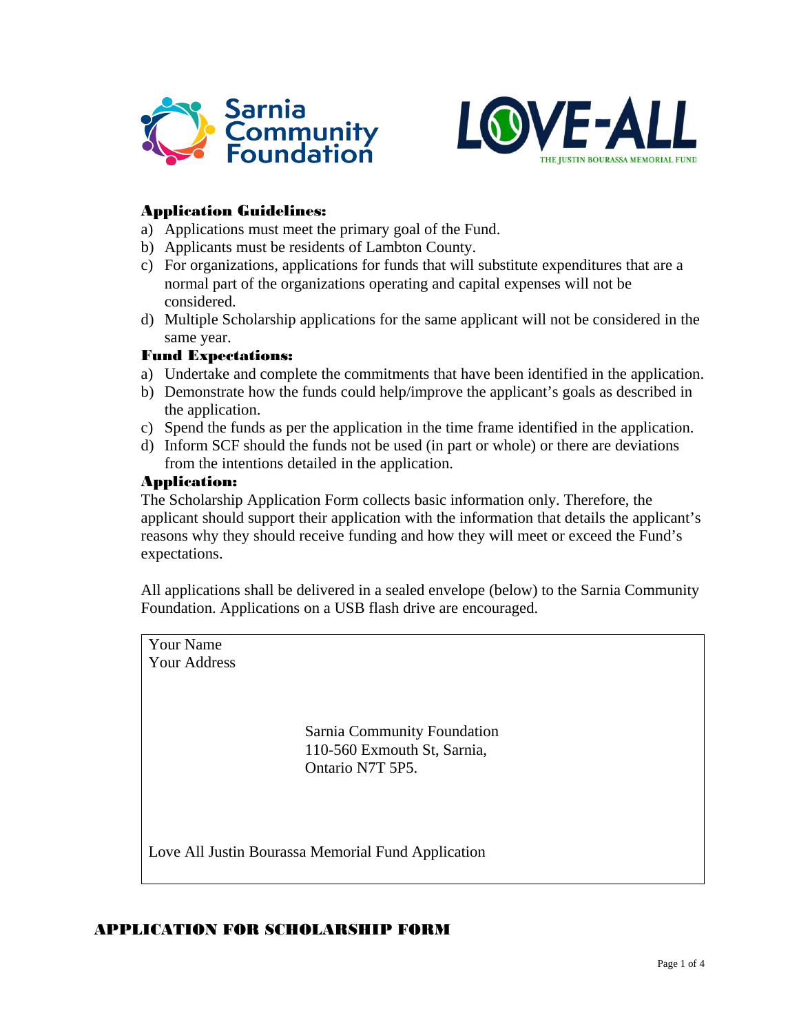Sarnia Community Foundation

LOVE-ALL
THE JUSTIN BOURASSA MEMORIAL FUND

### Application Guidelines:

a) Applications must meet the primary goal of the Fund.
b) Applicants must be residents of Lambton County.
c) For organizations, applications for funds that will substitute expenditures that are a normal part of the organizations operating and capital expenses will not be considered.
d) Multiple Scholarship applications for the same applicant will not be considered in the same year.

### Fund Expectations:

a) Undertake and complete the commitments that have been identified in the application.
b) Demonstrate how the funds could help/improve the applicant's goals as described in the application.
c) Spend the funds as per the application in the time frame identified in the application.
d) Inform SCF should the funds not be used (in part or whole) or there are deviations from the intentions detailed in the application.

### Application:

The Scholarship Application Form collects basic information only. Therefore, the applicant should support their application with the information that details the applicant's reasons why they should receive funding and how they will meet or exceed the Fund's expectations.

All applications shall be delivered in a sealed envelope (below) to the Sarnia Community Foundation. Applications on a USB flash drive are encouraged.

Your Name
Your Address

Sarnia Community Foundation
110-560 Exmouth St, Sarnia,
Ontario N7T 5P5.

Love All Justin Bourassa Memorial Fund Application

## APPLICATION FOR SCHOLARSHIP FORM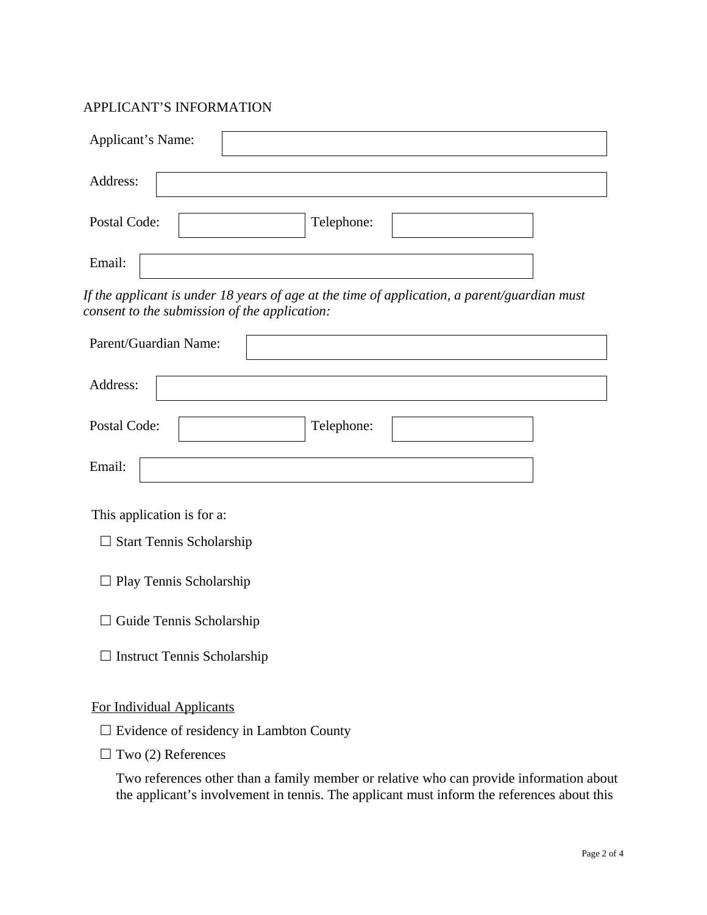APPLICANT'S INFORMATION

Applicant's Name:

Address:

Postal Code: Telephone:

Email:

*If the applicant is under 18 years of age at the time of application, a parent/guardian must consent to the submission of the application:*

Parent/Guardian Name:

Address:

Postal Code: Telephone:

Email:

This application is for a:

☐ Start Tennis Scholarship

☐ Play Tennis Scholarship

☐ Guide Tennis Scholarship

☐ Instruct Tennis Scholarship

For Individual Applicants

☐ Evidence of residency in Lambton County

☐ Two (2) References

Two references other than a family member or relative who can provide information about the applicant's involvement in tennis. The applicant must inform the references about this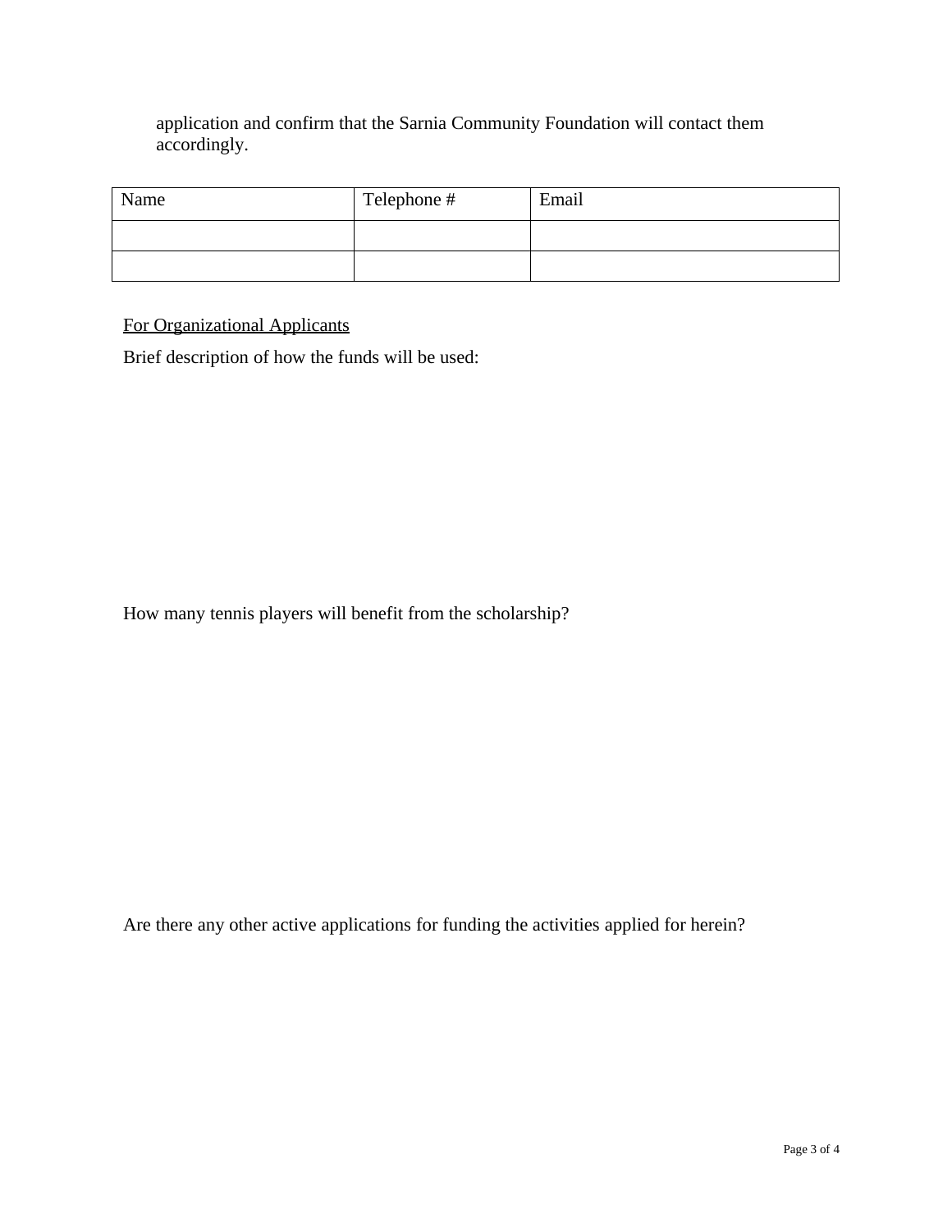application and confirm that the Sarnia Community Foundation will contact them accordingly.

| Name | Telephone # | Email |
|---|---|---|
| | | |
| | | |

<u>For Organizational Applicants</u>

Brief description of how the funds will be used:

How many tennis players will benefit from the scholarship?

Are there any other active applications for funding the activities applied for herein?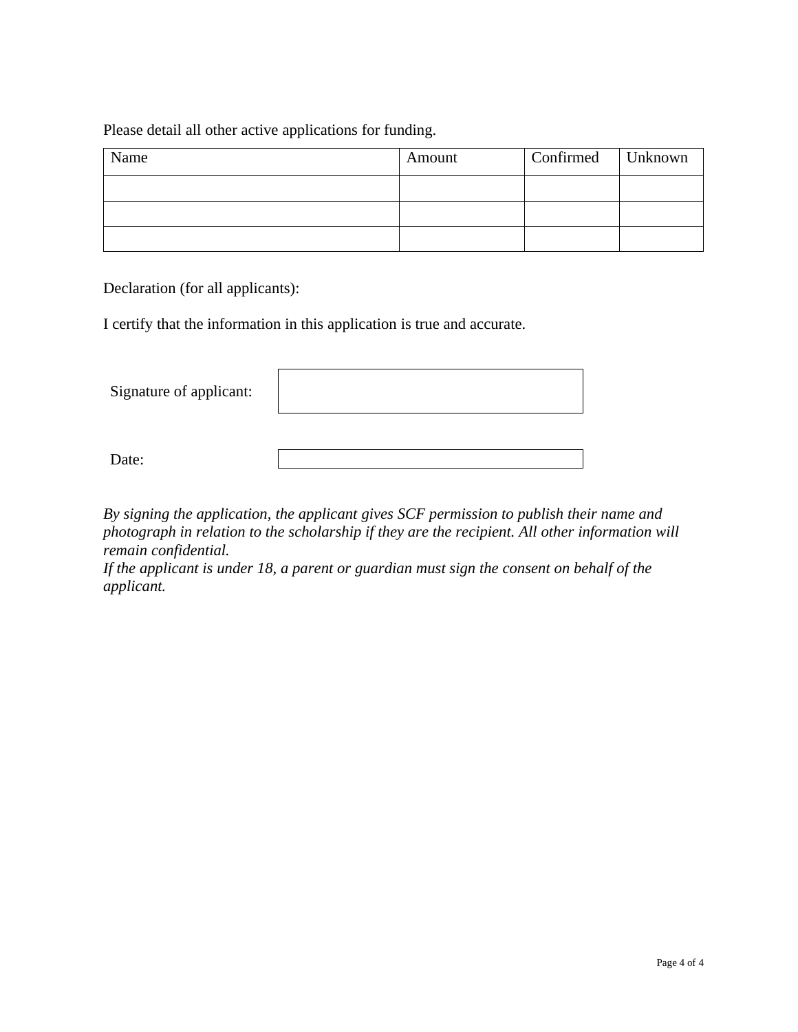Please detail all other active applications for funding.

| Name | Amount | Confirmed | Unknown |
| --- | --- | --- | --- |
| | | | |
| | | | |
| | | | |

Declaration (for all applicants):

I certify that the information in this application is true and accurate.

Signature of applicant:

Date:

*By signing the application, the applicant gives SCF permission to publish their name and photograph in relation to the scholarship if they are the recipient. All other information will remain confidential.*
*If the applicant is under 18, a parent or guardian must sign the consent on behalf of the applicant.*